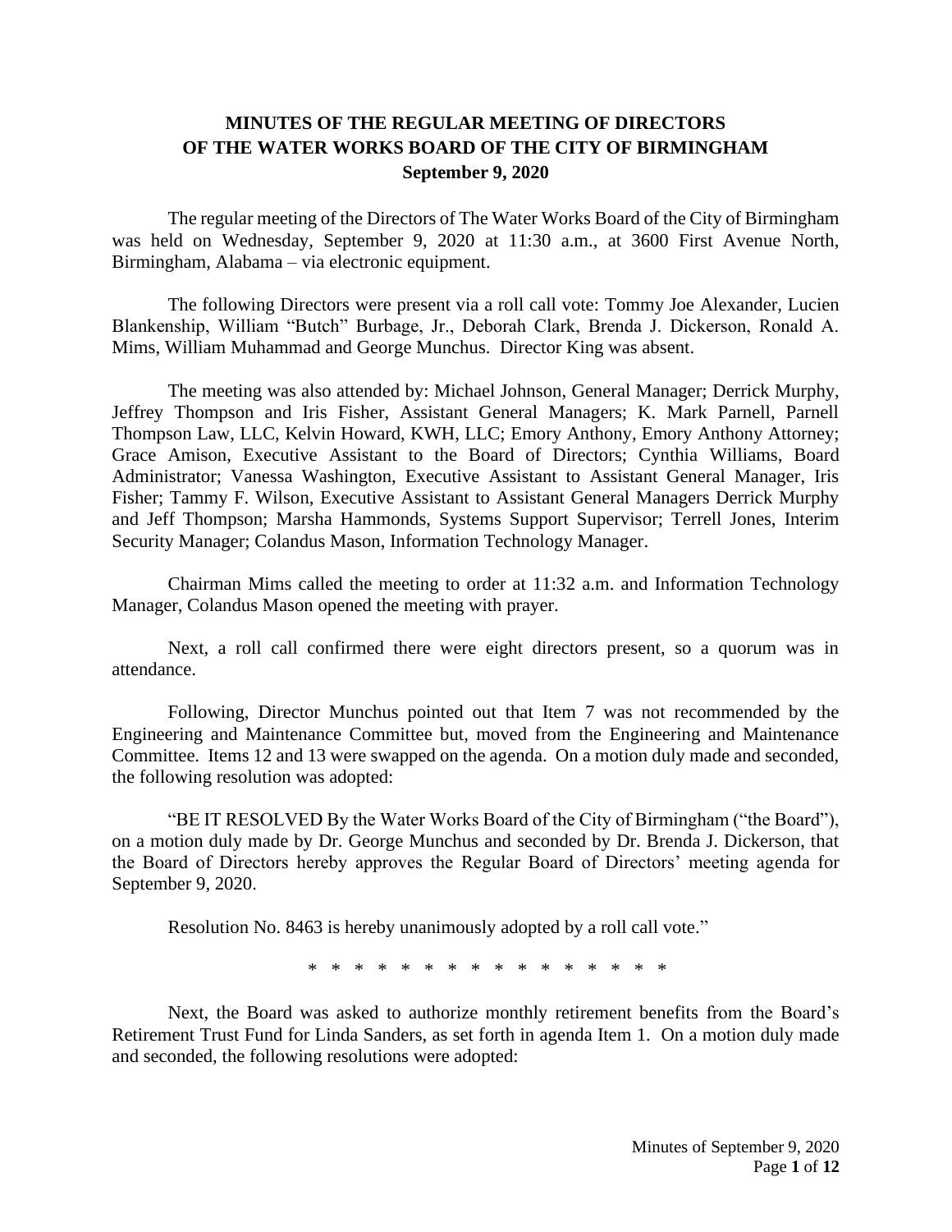# MINUTES OF THE REGULAR MEETING OF DIRECTORS OF THE WATER WORKS BOARD OF THE CITY OF BIRMINGHAM

**September 9, 2020**

The regular meeting of the Directors of The Water Works Board of the City of Birmingham was held on Wednesday, September 9, 2020 at 11:30 a.m., at 3600 First Avenue North, Birmingham, Alabama – via electronic equipment.

The following Directors were present via a roll call vote: Tommy Joe Alexander, Lucien Blankenship, William "Butch" Burbage, Jr., Deborah Clark, Brenda J. Dickerson, Ronald A. Mims, William Muhammad and George Munchus. Director King was absent.

The meeting was also attended by: Michael Johnson, General Manager; Derrick Murphy, Jeffrey Thompson and Iris Fisher, Assistant General Managers; K. Mark Parnell, Parnell Thompson Law, LLC, Kelvin Howard, KWH, LLC; Emory Anthony, Emory Anthony Attorney; Grace Amison, Executive Assistant to the Board of Directors; Cynthia Williams, Board Administrator; Vanessa Washington, Executive Assistant to Assistant General Manager, Iris Fisher; Tammy F. Wilson, Executive Assistant to Assistant General Managers Derrick Murphy and Jeff Thompson; Marsha Hammonds, Systems Support Supervisor; Terrell Jones, Interim Security Manager; Colandus Mason, Information Technology Manager.

Chairman Mims called the meeting to order at 11:32 a.m. and Information Technology Manager, Colandus Mason opened the meeting with prayer.

Next, a roll call confirmed there were eight directors present, so a quorum was in attendance.

Following, Director Munchus pointed out that Item 7 was not recommended by the Engineering and Maintenance Committee but, moved from the Engineering and Maintenance Committee. Items 12 and 13 were swapped on the agenda. On a motion duly made and seconded, the following resolution was adopted:

"BE IT RESOLVED By the Water Works Board of the City of Birmingham ("the Board"), on a motion duly made by Dr. George Munchus and seconded by Dr. Brenda J. Dickerson, that the Board of Directors hereby approves the Regular Board of Directors' meeting agenda for September 9, 2020.

Resolution No. 8463 is hereby unanimously adopted by a roll call vote."

\* \* \* \* \* \* \* \* \* \* \* \* \* \* \* \* \* \*

Next, the Board was asked to authorize monthly retirement benefits from the Board's Retirement Trust Fund for Linda Sanders, as set forth in agenda Item 1. On a motion duly made and seconded, the following resolutions were adopted: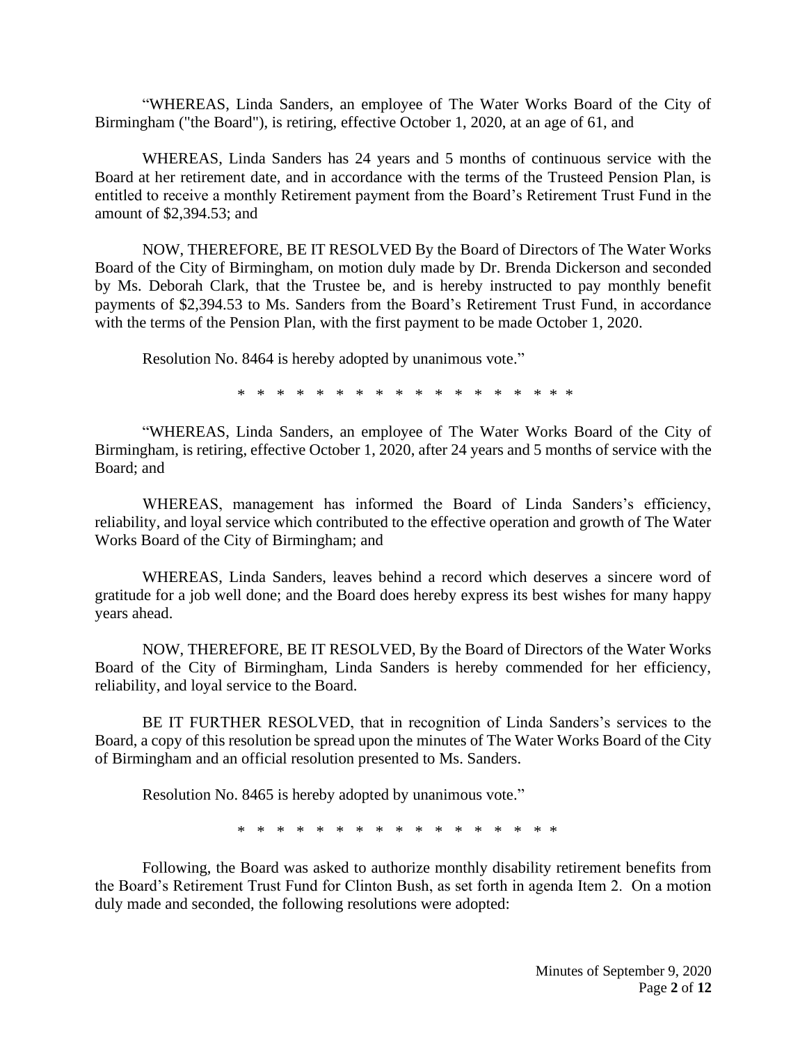"WHEREAS, Linda Sanders, an employee of The Water Works Board of the City of Birmingham ("the Board"), is retiring, effective October 1, 2020, at an age of 61, and

WHEREAS, Linda Sanders has 24 years and 5 months of continuous service with the Board at her retirement date, and in accordance with the terms of the Trusteed Pension Plan, is entitled to receive a monthly Retirement payment from the Board's Retirement Trust Fund in the amount of $2,394.53; and

NOW, THEREFORE, BE IT RESOLVED By the Board of Directors of The Water Works Board of the City of Birmingham, on motion duly made by Dr. Brenda Dickerson and seconded by Ms. Deborah Clark, that the Trustee be, and is hereby instructed to pay monthly benefit payments of $2,394.53 to Ms. Sanders from the Board's Retirement Trust Fund, in accordance with the terms of the Pension Plan, with the first payment to be made October 1, 2020.

Resolution No. 8464 is hereby adopted by unanimous vote."

\* \* \* \* \* \* \* \* \* \* \* \* \* \* \* \* \* \* \* \*

"WHEREAS, Linda Sanders, an employee of The Water Works Board of the City of Birmingham, is retiring, effective October 1, 2020, after 24 years and 5 months of service with the Board; and

WHEREAS, management has informed the Board of Linda Sanders's efficiency, reliability, and loyal service which contributed to the effective operation and growth of The Water Works Board of the City of Birmingham; and

WHEREAS, Linda Sanders, leaves behind a record which deserves a sincere word of gratitude for a job well done; and the Board does hereby express its best wishes for many happy years ahead.

NOW, THEREFORE, BE IT RESOLVED, By the Board of Directors of the Water Works Board of the City of Birmingham, Linda Sanders is hereby commended for her efficiency, reliability, and loyal service to the Board.

BE IT FURTHER RESOLVED, that in recognition of Linda Sanders's services to the Board, a copy of this resolution be spread upon the minutes of The Water Works Board of the City of Birmingham and an official resolution presented to Ms. Sanders.

Resolution No. 8465 is hereby adopted by unanimous vote."

\* \* \* \* \* \* \* \* \* \* \* \* \* \* \* \* \* \* \* \*

Following, the Board was asked to authorize monthly disability retirement benefits from the Board's Retirement Trust Fund for Clinton Bush, as set forth in agenda Item 2. On a motion duly made and seconded, the following resolutions were adopted: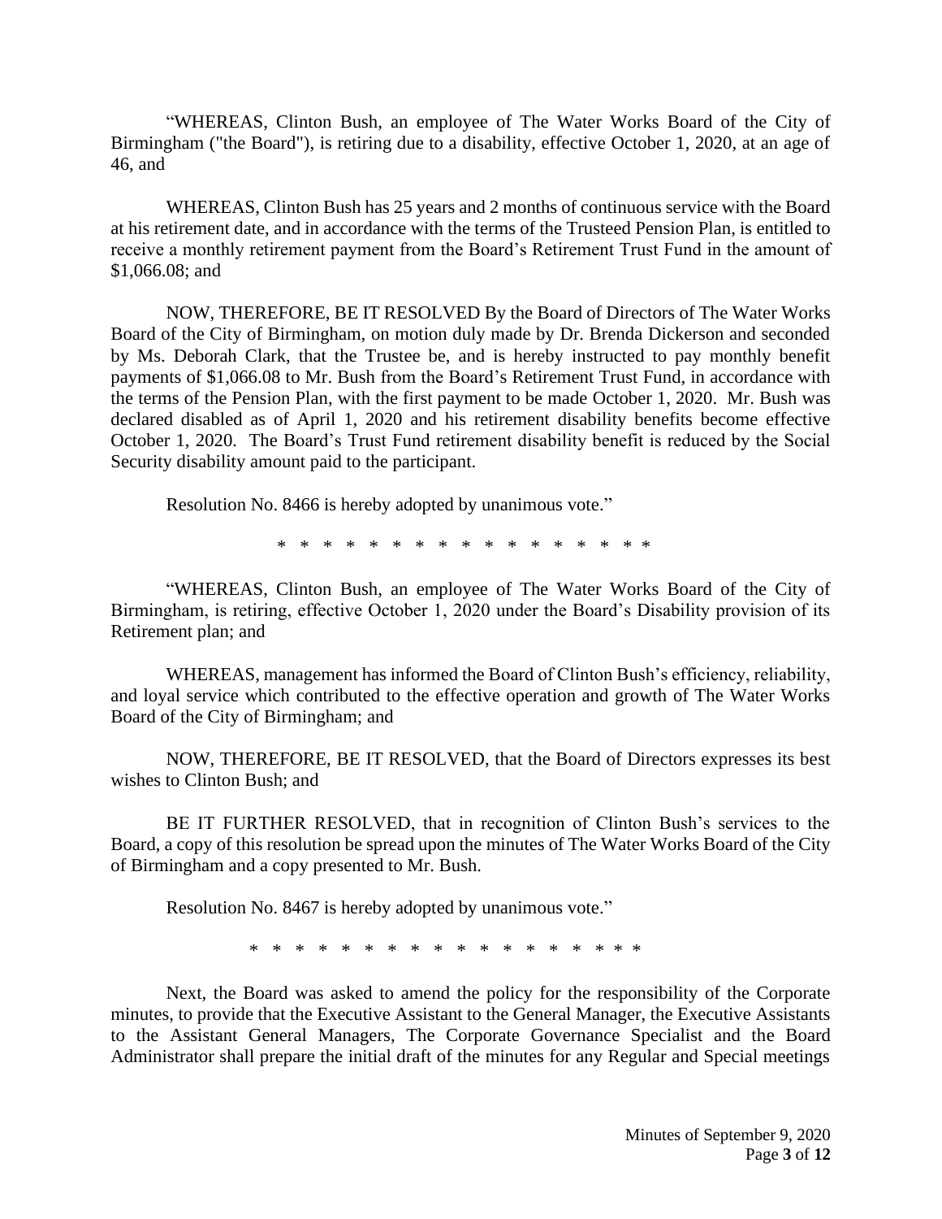"WHEREAS, Clinton Bush, an employee of The Water Works Board of the City of Birmingham ("the Board"), is retiring due to a disability, effective October 1, 2020, at an age of 46, and

WHEREAS, Clinton Bush has 25 years and 2 months of continuous service with the Board at his retirement date, and in accordance with the terms of the Trusteed Pension Plan, is entitled to receive a monthly retirement payment from the Board's Retirement Trust Fund in the amount of $1,066.08; and

NOW, THEREFORE, BE IT RESOLVED By the Board of Directors of The Water Works Board of the City of Birmingham, on motion duly made by Dr. Brenda Dickerson and seconded by Ms. Deborah Clark, that the Trustee be, and is hereby instructed to pay monthly benefit payments of $1,066.08 to Mr. Bush from the Board's Retirement Trust Fund, in accordance with the terms of the Pension Plan, with the first payment to be made October 1, 2020. Mr. Bush was declared disabled as of April 1, 2020 and his retirement disability benefits become effective October 1, 2020. The Board's Trust Fund retirement disability benefit is reduced by the Social Security disability amount paid to the participant.

Resolution No. 8466 is hereby adopted by unanimous vote."

\* \* \* \* \* \* \* \* \* \* \* \* \* \* \* \* \* \* \*

"WHEREAS, Clinton Bush, an employee of The Water Works Board of the City of Birmingham, is retiring, effective October 1, 2020 under the Board's Disability provision of its Retirement plan; and

WHEREAS, management has informed the Board of Clinton Bush's efficiency, reliability, and loyal service which contributed to the effective operation and growth of The Water Works Board of the City of Birmingham; and

NOW, THEREFORE, BE IT RESOLVED, that the Board of Directors expresses its best wishes to Clinton Bush; and

BE IT FURTHER RESOLVED, that in recognition of Clinton Bush's services to the Board, a copy of this resolution be spread upon the minutes of The Water Works Board of the City of Birmingham and a copy presented to Mr. Bush.

Resolution No. 8467 is hereby adopted by unanimous vote."

\* \* \* \* \* \* \* \* \* \* \* \* \* \* \* \* \* \* \* \* \*

Next, the Board was asked to amend the policy for the responsibility of the Corporate minutes, to provide that the Executive Assistant to the General Manager, the Executive Assistants to the Assistant General Managers, The Corporate Governance Specialist and the Board Administrator shall prepare the initial draft of the minutes for any Regular and Special meetings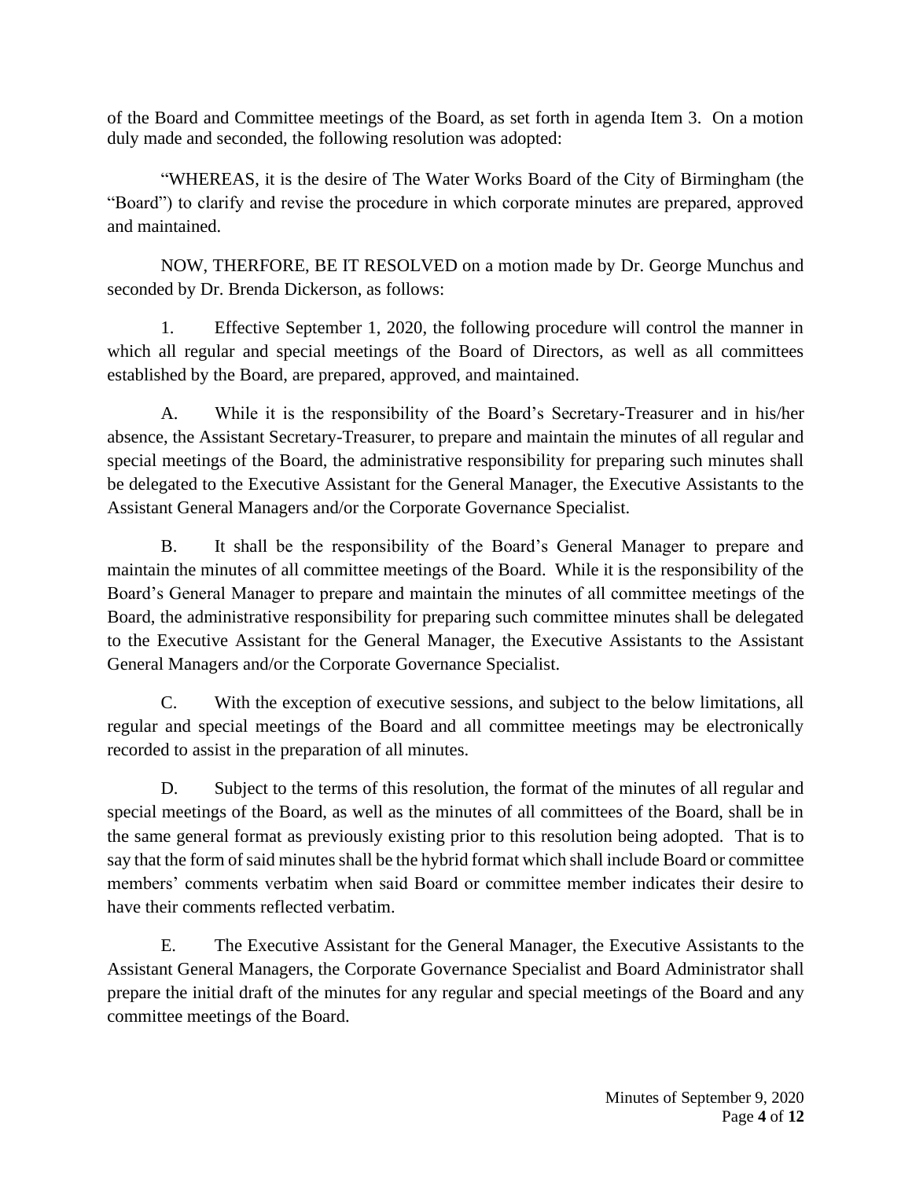of the Board and Committee meetings of the Board, as set forth in agenda Item 3. On a motion duly made and seconded, the following resolution was adopted:

"WHEREAS, it is the desire of The Water Works Board of the City of Birmingham (the "Board") to clarify and revise the procedure in which corporate minutes are prepared, approved and maintained.

NOW, THERFORE, BE IT RESOLVED on a motion made by Dr. George Munchus and seconded by Dr. Brenda Dickerson, as follows:

1. Effective September 1, 2020, the following procedure will control the manner in which all regular and special meetings of the Board of Directors, as well as all committees established by the Board, are prepared, approved, and maintained.

A. While it is the responsibility of the Board's Secretary-Treasurer and in his/her absence, the Assistant Secretary-Treasurer, to prepare and maintain the minutes of all regular and special meetings of the Board, the administrative responsibility for preparing such minutes shall be delegated to the Executive Assistant for the General Manager, the Executive Assistants to the Assistant General Managers and/or the Corporate Governance Specialist.

B. It shall be the responsibility of the Board's General Manager to prepare and maintain the minutes of all committee meetings of the Board. While it is the responsibility of the Board's General Manager to prepare and maintain the minutes of all committee meetings of the Board, the administrative responsibility for preparing such committee minutes shall be delegated to the Executive Assistant for the General Manager, the Executive Assistants to the Assistant General Managers and/or the Corporate Governance Specialist.

C. With the exception of executive sessions, and subject to the below limitations, all regular and special meetings of the Board and all committee meetings may be electronically recorded to assist in the preparation of all minutes.

D. Subject to the terms of this resolution, the format of the minutes of all regular and special meetings of the Board, as well as the minutes of all committees of the Board, shall be in the same general format as previously existing prior to this resolution being adopted. That is to say that the form of said minutes shall be the hybrid format which shall include Board or committee members' comments verbatim when said Board or committee member indicates their desire to have their comments reflected verbatim.

E. The Executive Assistant for the General Manager, the Executive Assistants to the Assistant General Managers, the Corporate Governance Specialist and Board Administrator shall prepare the initial draft of the minutes for any regular and special meetings of the Board and any committee meetings of the Board.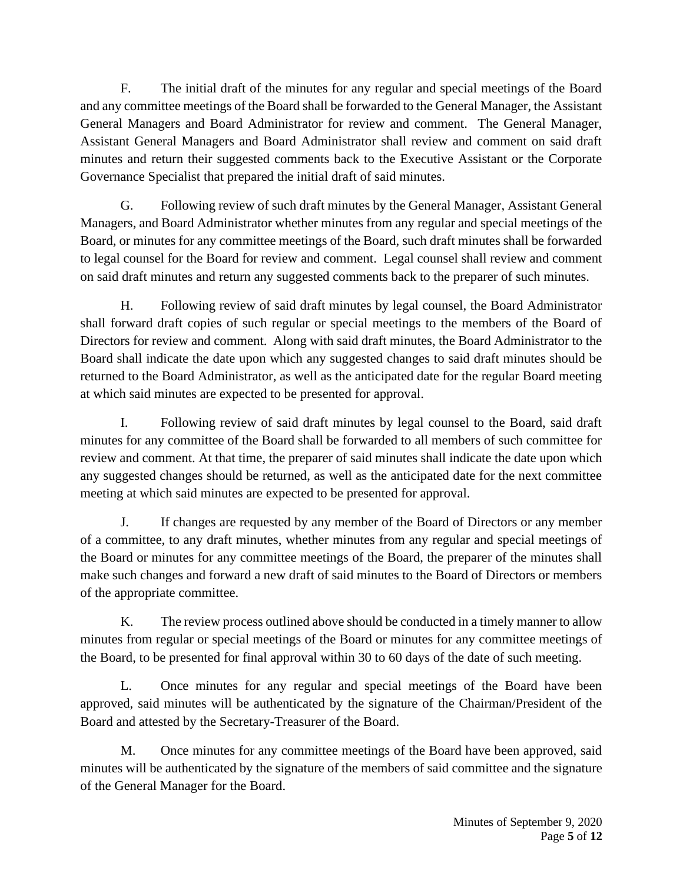F. The initial draft of the minutes for any regular and special meetings of the Board and any committee meetings of the Board shall be forwarded to the General Manager, the Assistant General Managers and Board Administrator for review and comment. The General Manager, Assistant General Managers and Board Administrator shall review and comment on said draft minutes and return their suggested comments back to the Executive Assistant or the Corporate Governance Specialist that prepared the initial draft of said minutes.

G. Following review of such draft minutes by the General Manager, Assistant General Managers, and Board Administrator whether minutes from any regular and special meetings of the Board, or minutes for any committee meetings of the Board, such draft minutes shall be forwarded to legal counsel for the Board for review and comment. Legal counsel shall review and comment on said draft minutes and return any suggested comments back to the preparer of such minutes.

H. Following review of said draft minutes by legal counsel, the Board Administrator shall forward draft copies of such regular or special meetings to the members of the Board of Directors for review and comment. Along with said draft minutes, the Board Administrator to the Board shall indicate the date upon which any suggested changes to said draft minutes should be returned to the Board Administrator, as well as the anticipated date for the regular Board meeting at which said minutes are expected to be presented for approval.

I. Following review of said draft minutes by legal counsel to the Board, said draft minutes for any committee of the Board shall be forwarded to all members of such committee for review and comment. At that time, the preparer of said minutes shall indicate the date upon which any suggested changes should be returned, as well as the anticipated date for the next committee meeting at which said minutes are expected to be presented for approval.

J. If changes are requested by any member of the Board of Directors or any member of a committee, to any draft minutes, whether minutes from any regular and special meetings of the Board or minutes for any committee meetings of the Board, the preparer of the minutes shall make such changes and forward a new draft of said minutes to the Board of Directors or members of the appropriate committee.

K. The review process outlined above should be conducted in a timely manner to allow minutes from regular or special meetings of the Board or minutes for any committee meetings of the Board, to be presented for final approval within 30 to 60 days of the date of such meeting.

L. Once minutes for any regular and special meetings of the Board have been approved, said minutes will be authenticated by the signature of the Chairman/President of the Board and attested by the Secretary-Treasurer of the Board.

M. Once minutes for any committee meetings of the Board have been approved, said minutes will be authenticated by the signature of the members of said committee and the signature of the General Manager for the Board.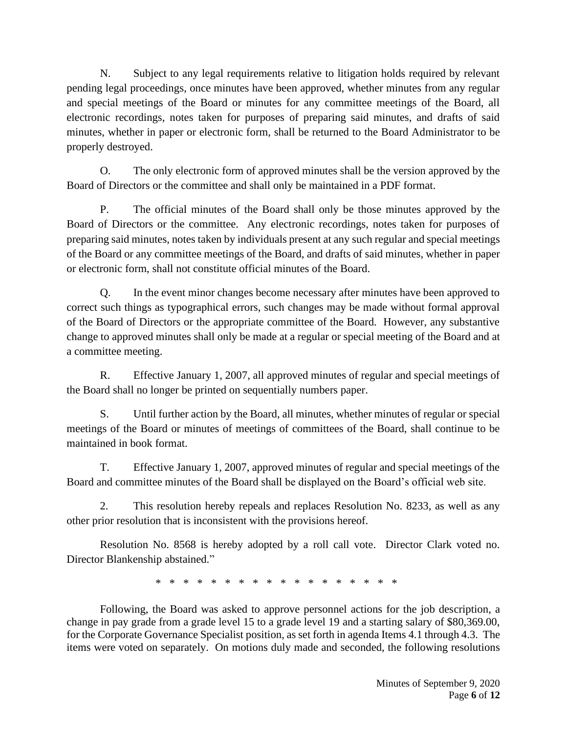N. Subject to any legal requirements relative to litigation holds required by relevant pending legal proceedings, once minutes have been approved, whether minutes from any regular and special meetings of the Board or minutes for any committee meetings of the Board, all electronic recordings, notes taken for purposes of preparing said minutes, and drafts of said minutes, whether in paper or electronic form, shall be returned to the Board Administrator to be properly destroyed.

O. The only electronic form of approved minutes shall be the version approved by the Board of Directors or the committee and shall only be maintained in a PDF format.

P. The official minutes of the Board shall only be those minutes approved by the Board of Directors or the committee. Any electronic recordings, notes taken for purposes of preparing said minutes, notes taken by individuals present at any such regular and special meetings of the Board or any committee meetings of the Board, and drafts of said minutes, whether in paper or electronic form, shall not constitute official minutes of the Board.

Q. In the event minor changes become necessary after minutes have been approved to correct such things as typographical errors, such changes may be made without formal approval of the Board of Directors or the appropriate committee of the Board. However, any substantive change to approved minutes shall only be made at a regular or special meeting of the Board and at a committee meeting.

R. Effective January 1, 2007, all approved minutes of regular and special meetings of the Board shall no longer be printed on sequentially numbers paper.

S. Until further action by the Board, all minutes, whether minutes of regular or special meetings of the Board or minutes of meetings of committees of the Board, shall continue to be maintained in book format.

T. Effective January 1, 2007, approved minutes of regular and special meetings of the Board and committee minutes of the Board shall be displayed on the Board's official web site.

2. This resolution hereby repeals and replaces Resolution No. 8233, as well as any other prior resolution that is inconsistent with the provisions hereof.

Resolution No. 8568 is hereby adopted by a roll call vote. Director Clark voted no. Director Blankenship abstained."

\* \* \* \* \* \* \* \* \* \* \* \* \* \* \* \* \* \* \* \*

Following, the Board was asked to approve personnel actions for the job description, a change in pay grade from a grade level 15 to a grade level 19 and a starting salary of $80,369.00, for the Corporate Governance Specialist position, as set forth in agenda Items 4.1 through 4.3. The items were voted on separately. On motions duly made and seconded, the following resolutions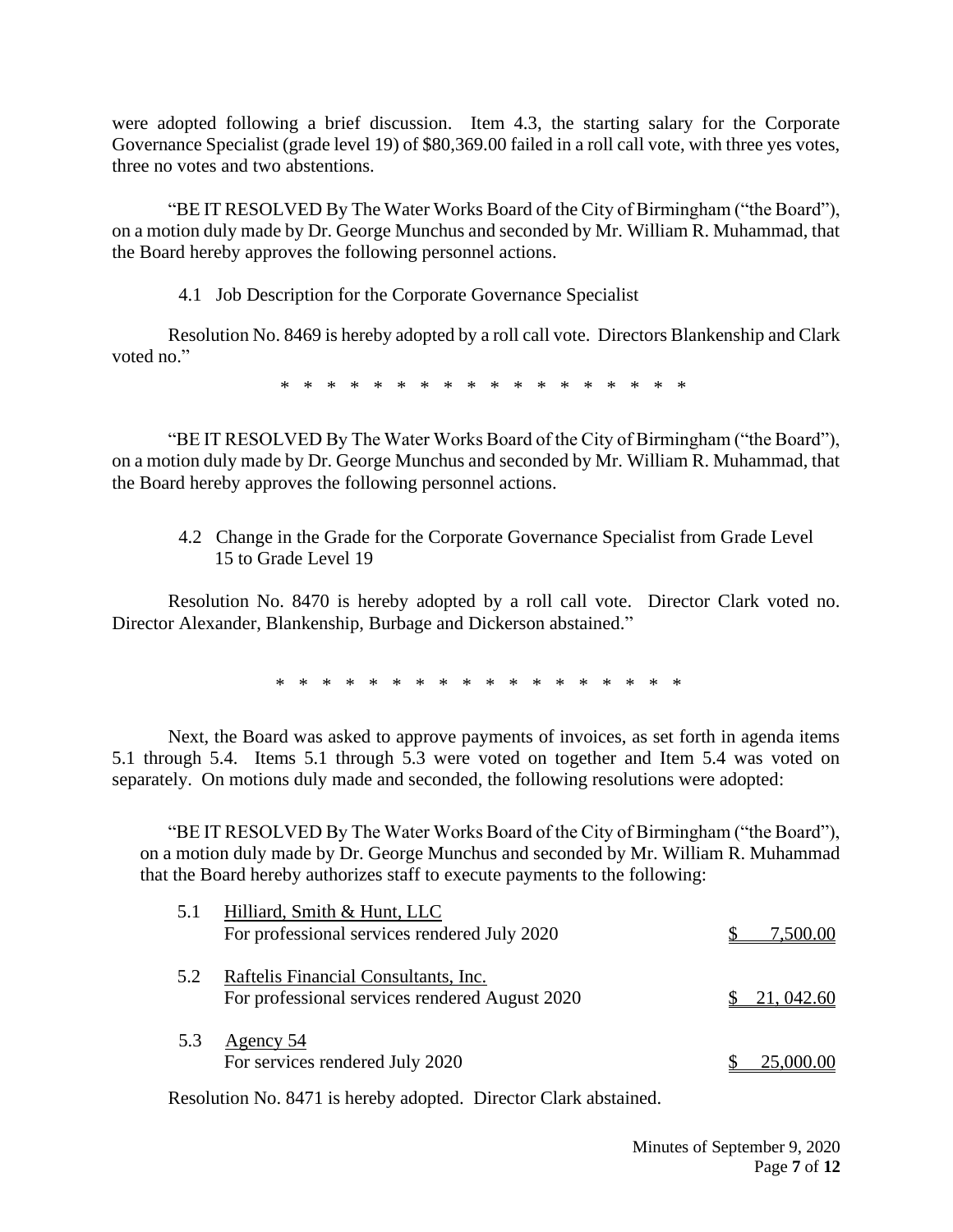were adopted following a brief discussion. Item 4.3, the starting salary for the Corporate Governance Specialist (grade level 19) of $80,369.00 failed in a roll call vote, with three yes votes, three no votes and two abstentions.

"BE IT RESOLVED By The Water Works Board of the City of Birmingham ("the Board"), on a motion duly made by Dr. George Munchus and seconded by Mr. William R. Muhammad, that the Board hereby approves the following personnel actions.

4.1 Job Description for the Corporate Governance Specialist

Resolution No. 8469 is hereby adopted by a roll call vote. Directors Blankenship and Clark voted no."

\* \* \* \* \* \* \* \* \* \* \* \* \* \* \* \* \* \* \* \* \*

"BE IT RESOLVED By The Water Works Board of the City of Birmingham ("the Board"), on a motion duly made by Dr. George Munchus and seconded by Mr. William R. Muhammad, that the Board hereby approves the following personnel actions.

4.2 Change in the Grade for the Corporate Governance Specialist from Grade Level 15 to Grade Level 19

Resolution No. 8470 is hereby adopted by a roll call vote. Director Clark voted no. Director Alexander, Blankenship, Burbage and Dickerson abstained."

\* \* \* \* \* \* \* \* \* \* \* \* \* \* \* \* \* \* \* \* \*

Next, the Board was asked to approve payments of invoices, as set forth in agenda items 5.1 through 5.4. Items 5.1 through 5.3 were voted on together and Item 5.4 was voted on separately. On motions duly made and seconded, the following resolutions were adopted:

"BE IT RESOLVED By The Water Works Board of the City of Birmingham ("the Board"), on a motion duly made by Dr. George Munchus and seconded by Mr. William R. Muhammad that the Board hereby authorizes staff to execute payments to the following:

| | | |
|---|---|---|
| 5.1 | Hilliard, Smith & Hunt, LLC<br>For professional services rendered July 2020 | $ 7,500.00 |
| 5.2 | Raftelis Financial Consultants, Inc.<br>For professional services rendered August 2020 | $ 21, 042.60 |
| 5.3 | Agency 54<br>For services rendered July 2020 | $ 25,000.00 |

Resolution No. 8471 is hereby adopted. Director Clark abstained.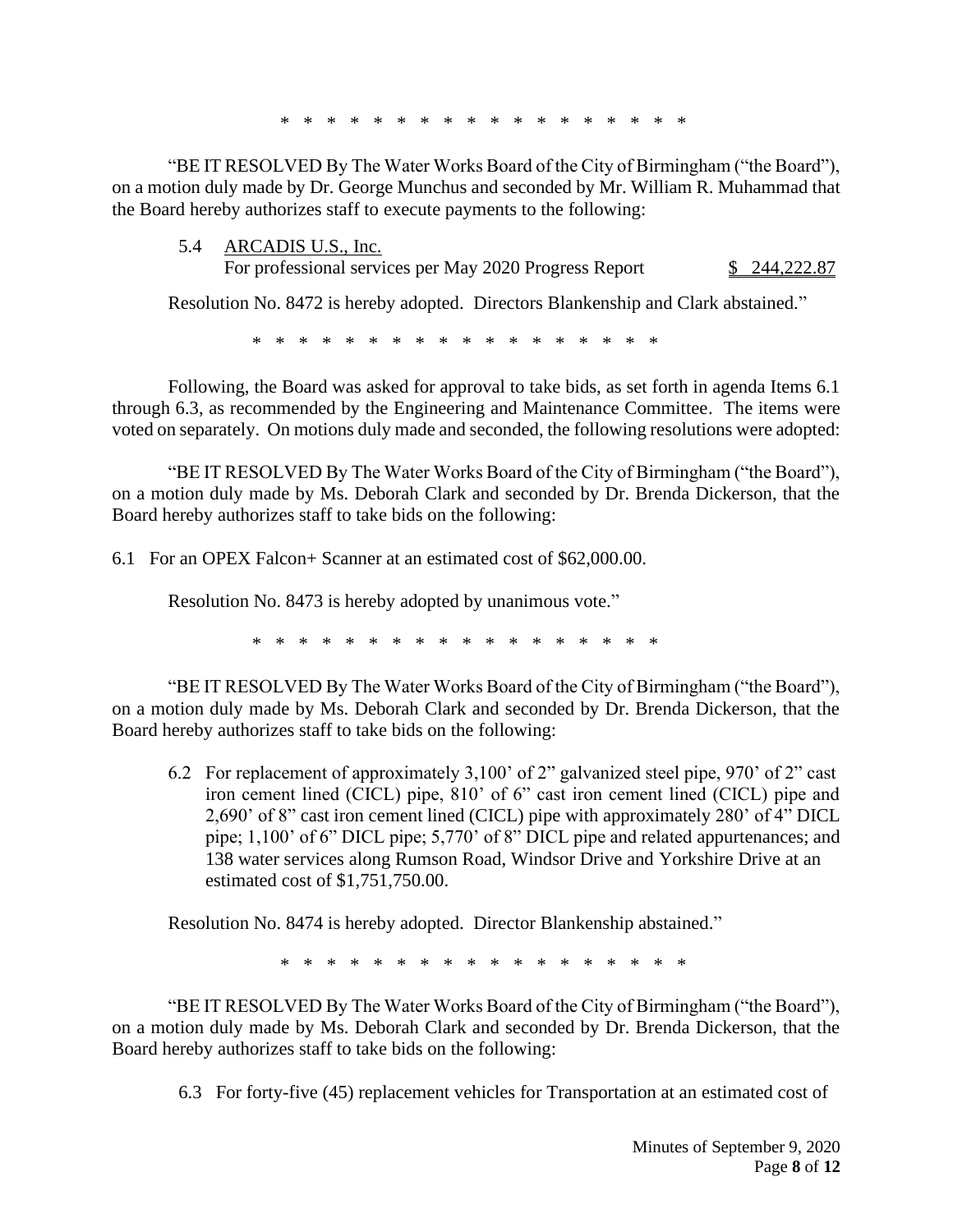\* \* \* \* \* \* \* \* \* \* \* \* \* \* \* \* \* \* \* \* \*

"BE IT RESOLVED By The Water Works Board of the City of Birmingham ("the Board"), on a motion duly made by Dr. George Munchus and seconded by Mr. William R. Muhammad that the Board hereby authorizes staff to execute payments to the following:

5.4 <u>ARCADIS U.S., Inc.</u>
For professional services per May 2020 Progress Report <u>$ 244,222.87</u>

Resolution No. 8472 is hereby adopted. Directors Blankenship and Clark abstained."

\* \* \* \* \* \* \* \* \* \* \* \* \* \* \* \* \* \* \* \* \*

Following, the Board was asked for approval to take bids, as set forth in agenda Items 6.1 through 6.3, as recommended by the Engineering and Maintenance Committee. The items were voted on separately. On motions duly made and seconded, the following resolutions were adopted:

"BE IT RESOLVED By The Water Works Board of the City of Birmingham ("the Board"), on a motion duly made by Ms. Deborah Clark and seconded by Dr. Brenda Dickerson, that the Board hereby authorizes staff to take bids on the following:

6.1 For an OPEX Falcon+ Scanner at an estimated cost of $62,000.00.

Resolution No. 8473 is hereby adopted by unanimous vote."

\* \* \* \* \* \* \* \* \* \* \* \* \* \* \* \* \* \* \* \* \*

"BE IT RESOLVED By The Water Works Board of the City of Birmingham ("the Board"), on a motion duly made by Ms. Deborah Clark and seconded by Dr. Brenda Dickerson, that the Board hereby authorizes staff to take bids on the following:

6.2 For replacement of approximately 3,100' of 2" galvanized steel pipe, 970' of 2" cast iron cement lined (CICL) pipe, 810' of 6" cast iron cement lined (CICL) pipe and 2,690' of 8" cast iron cement lined (CICL) pipe with approximately 280' of 4" DICL pipe; 1,100' of 6" DICL pipe; 5,770' of 8" DICL pipe and related appurtenances; and 138 water services along Rumson Road, Windsor Drive and Yorkshire Drive at an estimated cost of $1,751,750.00.

Resolution No. 8474 is hereby adopted. Director Blankenship abstained."

\* \* \* \* \* \* \* \* \* \* \* \* \* \* \* \* \* \* \* \* \*

"BE IT RESOLVED By The Water Works Board of the City of Birmingham ("the Board"), on a motion duly made by Ms. Deborah Clark and seconded by Dr. Brenda Dickerson, that the Board hereby authorizes staff to take bids on the following:

6.3 For forty-five (45) replacement vehicles for Transportation at an estimated cost of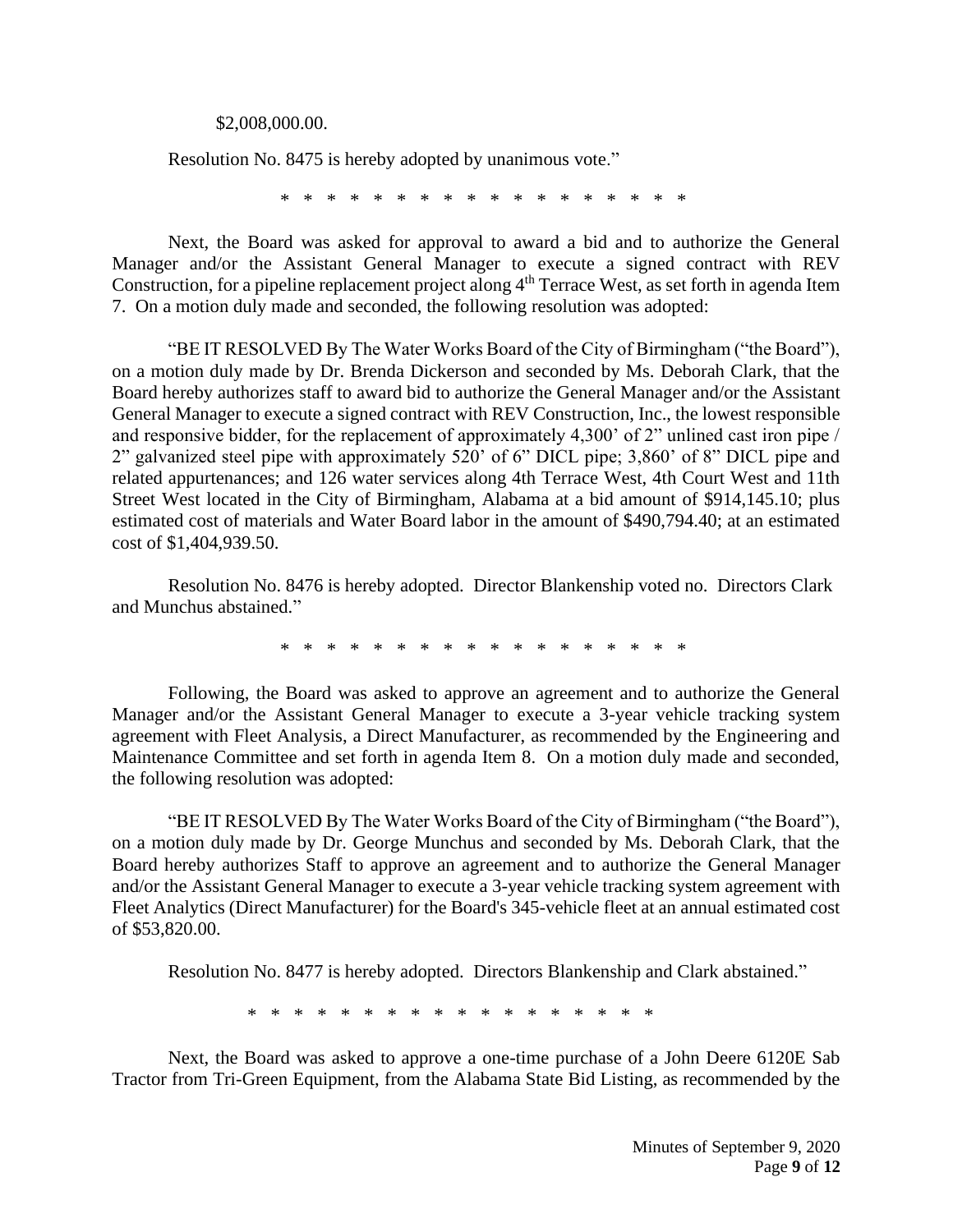$2,008,000.00.

Resolution No. 8475 is hereby adopted by unanimous vote."

\* \* \* \* \* \* \* \* \* \* \* \* \* \* \* \* \* \* \* \*

Next, the Board was asked for approval to award a bid and to authorize the General Manager and/or the Assistant General Manager to execute a signed contract with REV Construction, for a pipeline replacement project along 4th Terrace West, as set forth in agenda Item 7. On a motion duly made and seconded, the following resolution was adopted:

"BE IT RESOLVED By The Water Works Board of the City of Birmingham ("the Board"), on a motion duly made by Dr. Brenda Dickerson and seconded by Ms. Deborah Clark, that the Board hereby authorizes staff to award bid to authorize the General Manager and/or the Assistant General Manager to execute a signed contract with REV Construction, Inc., the lowest responsible and responsive bidder, for the replacement of approximately 4,300' of 2" unlined cast iron pipe / 2" galvanized steel pipe with approximately 520' of 6" DICL pipe; 3,860' of 8" DICL pipe and related appurtenances; and 126 water services along 4th Terrace West, 4th Court West and 11th Street West located in the City of Birmingham, Alabama at a bid amount of $914,145.10; plus estimated cost of materials and Water Board labor in the amount of $490,794.40; at an estimated cost of $1,404,939.50.

Resolution No. 8476 is hereby adopted. Director Blankenship voted no. Directors Clark and Munchus abstained."

\* \* \* \* \* \* \* \* \* \* \* \* \* \* \* \* \* \* \* \*

Following, the Board was asked to approve an agreement and to authorize the General Manager and/or the Assistant General Manager to execute a 3-year vehicle tracking system agreement with Fleet Analysis, a Direct Manufacturer, as recommended by the Engineering and Maintenance Committee and set forth in agenda Item 8. On a motion duly made and seconded, the following resolution was adopted:

"BE IT RESOLVED By The Water Works Board of the City of Birmingham ("the Board"), on a motion duly made by Dr. George Munchus and seconded by Ms. Deborah Clark, that the Board hereby authorizes Staff to approve an agreement and to authorize the General Manager and/or the Assistant General Manager to execute a 3-year vehicle tracking system agreement with Fleet Analytics (Direct Manufacturer) for the Board's 345-vehicle fleet at an annual estimated cost of $53,820.00.

Resolution No. 8477 is hereby adopted. Directors Blankenship and Clark abstained."

\* \* \* \* \* \* \* \* \* \* \* \* \* \* \* \* \* \* \* \*

Next, the Board was asked to approve a one-time purchase of a John Deere 6120E Sab Tractor from Tri-Green Equipment, from the Alabama State Bid Listing, as recommended by the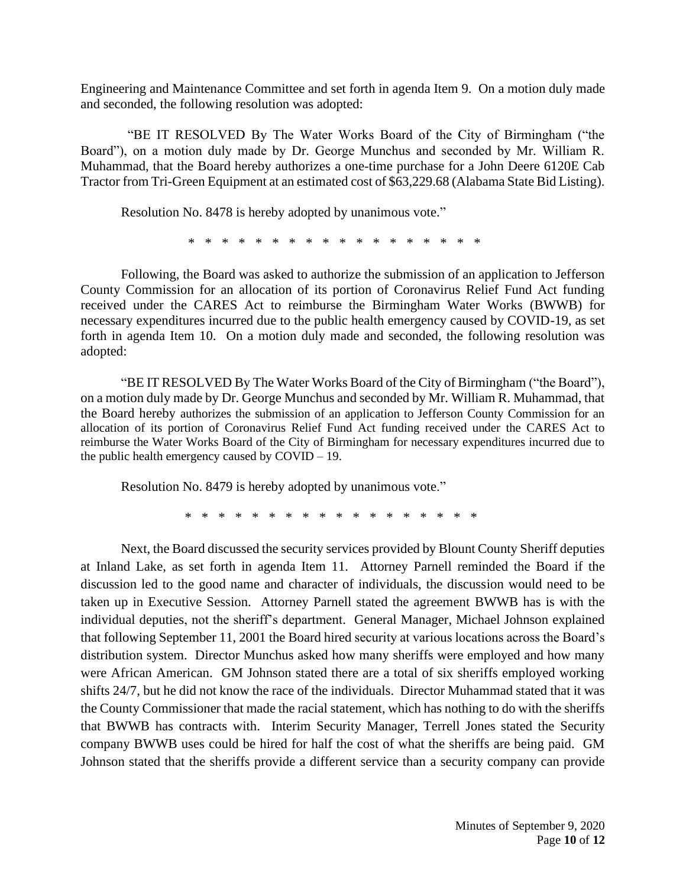Engineering and Maintenance Committee and set forth in agenda Item 9. On a motion duly made and seconded, the following resolution was adopted:

"BE IT RESOLVED By The Water Works Board of the City of Birmingham ("the Board"), on a motion duly made by Dr. George Munchus and seconded by Mr. William R. Muhammad, that the Board hereby authorizes a one-time purchase for a John Deere 6120E Cab Tractor from Tri-Green Equipment at an estimated cost of $63,229.68 (Alabama State Bid Listing).

Resolution No. 8478 is hereby adopted by unanimous vote."

* * * * * * * * * * * * * * * * * * * * *

Following, the Board was asked to authorize the submission of an application to Jefferson County Commission for an allocation of its portion of Coronavirus Relief Fund Act funding received under the CARES Act to reimburse the Birmingham Water Works (BWWB) for necessary expenditures incurred due to the public health emergency caused by COVID-19, as set forth in agenda Item 10. On a motion duly made and seconded, the following resolution was adopted:

"BE IT RESOLVED By The Water Works Board of the City of Birmingham ("the Board"), on a motion duly made by Dr. George Munchus and seconded by Mr. William R. Muhammad, that the Board hereby authorizes the submission of an application to Jefferson County Commission for an allocation of its portion of Coronavirus Relief Fund Act funding received under the CARES Act to reimburse the Water Works Board of the City of Birmingham for necessary expenditures incurred due to the public health emergency caused by COVID – 19.

Resolution No. 8479 is hereby adopted by unanimous vote."

* * * * * * * * * * * * * * * * * * * * *

Next, the Board discussed the security services provided by Blount County Sheriff deputies at Inland Lake, as set forth in agenda Item 11. Attorney Parnell reminded the Board if the discussion led to the good name and character of individuals, the discussion would need to be taken up in Executive Session. Attorney Parnell stated the agreement BWWB has is with the individual deputies, not the sheriff's department. General Manager, Michael Johnson explained that following September 11, 2001 the Board hired security at various locations across the Board's distribution system. Director Munchus asked how many sheriffs were employed and how many were African American. GM Johnson stated there are a total of six sheriffs employed working shifts 24/7, but he did not know the race of the individuals. Director Muhammad stated that it was the County Commissioner that made the racial statement, which has nothing to do with the sheriffs that BWWB has contracts with. Interim Security Manager, Terrell Jones stated the Security company BWWB uses could be hired for half the cost of what the sheriffs are being paid. GM Johnson stated that the sheriffs provide a different service than a security company can provide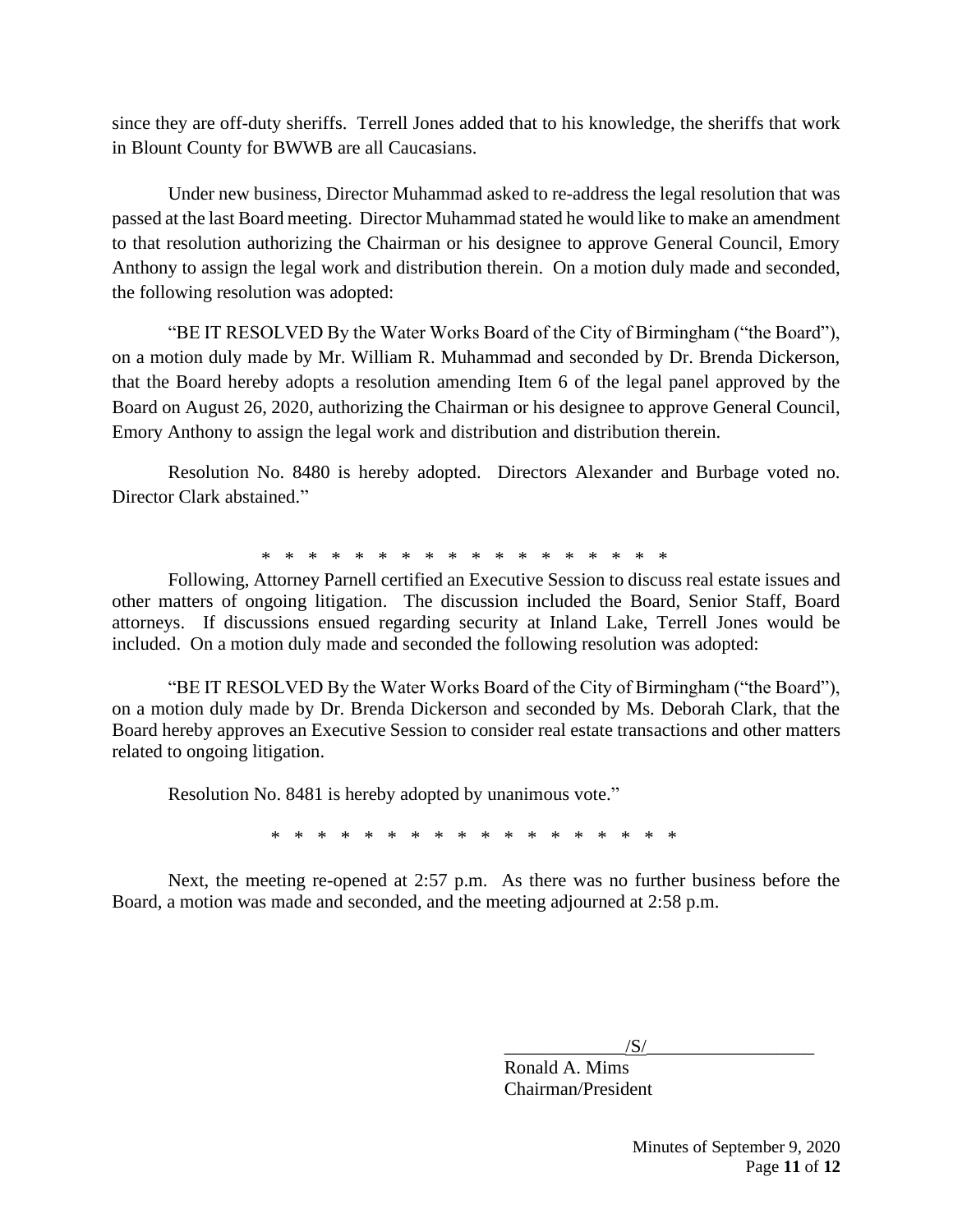since they are off-duty sheriffs. Terrell Jones added that to his knowledge, the sheriffs that work in Blount County for BWWB are all Caucasians.

Under new business, Director Muhammad asked to re-address the legal resolution that was passed at the last Board meeting. Director Muhammad stated he would like to make an amendment to that resolution authorizing the Chairman or his designee to approve General Council, Emory Anthony to assign the legal work and distribution therein. On a motion duly made and seconded, the following resolution was adopted:

"BE IT RESOLVED By the Water Works Board of the City of Birmingham ("the Board"), on a motion duly made by Mr. William R. Muhammad and seconded by Dr. Brenda Dickerson, that the Board hereby adopts a resolution amending Item 6 of the legal panel approved by the Board on August 26, 2020, authorizing the Chairman or his designee to approve General Council, Emory Anthony to assign the legal work and distribution and distribution therein.

Resolution No. 8480 is hereby adopted. Directors Alexander and Burbage voted no. Director Clark abstained."

\* \* \* \* \* \* \* \* \* \* \* \* \* \* \* \* \* \* \* \* \*

Following, Attorney Parnell certified an Executive Session to discuss real estate issues and other matters of ongoing litigation. The discussion included the Board, Senior Staff, Board attorneys. If discussions ensued regarding security at Inland Lake, Terrell Jones would be included. On a motion duly made and seconded the following resolution was adopted:

"BE IT RESOLVED By the Water Works Board of the City of Birmingham ("the Board"), on a motion duly made by Dr. Brenda Dickerson and seconded by Ms. Deborah Clark, that the Board hereby approves an Executive Session to consider real estate transactions and other matters related to ongoing litigation.

Resolution No. 8481 is hereby adopted by unanimous vote."

\* \* \* \* \* \* \* \* \* \* \* \* \* \* \* \* \* \* \* \* \*

Next, the meeting re-opened at 2:57 p.m. As there was no further business before the Board, a motion was made and seconded, and the meeting adjourned at 2:58 p.m.

/S/
Ronald A. Mims
Chairman/President

Minutes of September 9, 2020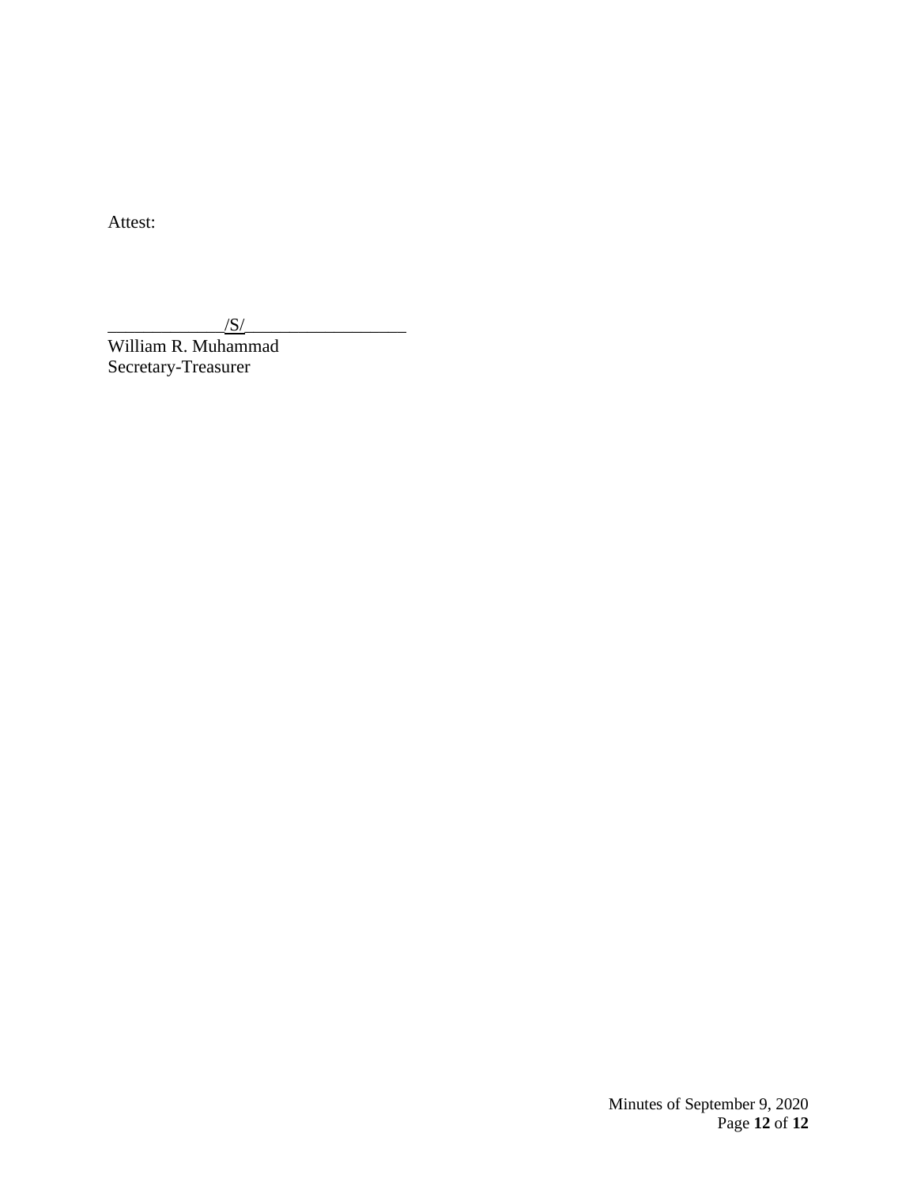Attest:

\_\_\_\_\_\_\_\_\_\_\_\_\_\_/S/\_\_\_\_\_\_\_\_\_\_\_\_\_\_\_\_\_\_\_

William R. Muhammad
Secretary-Treasurer